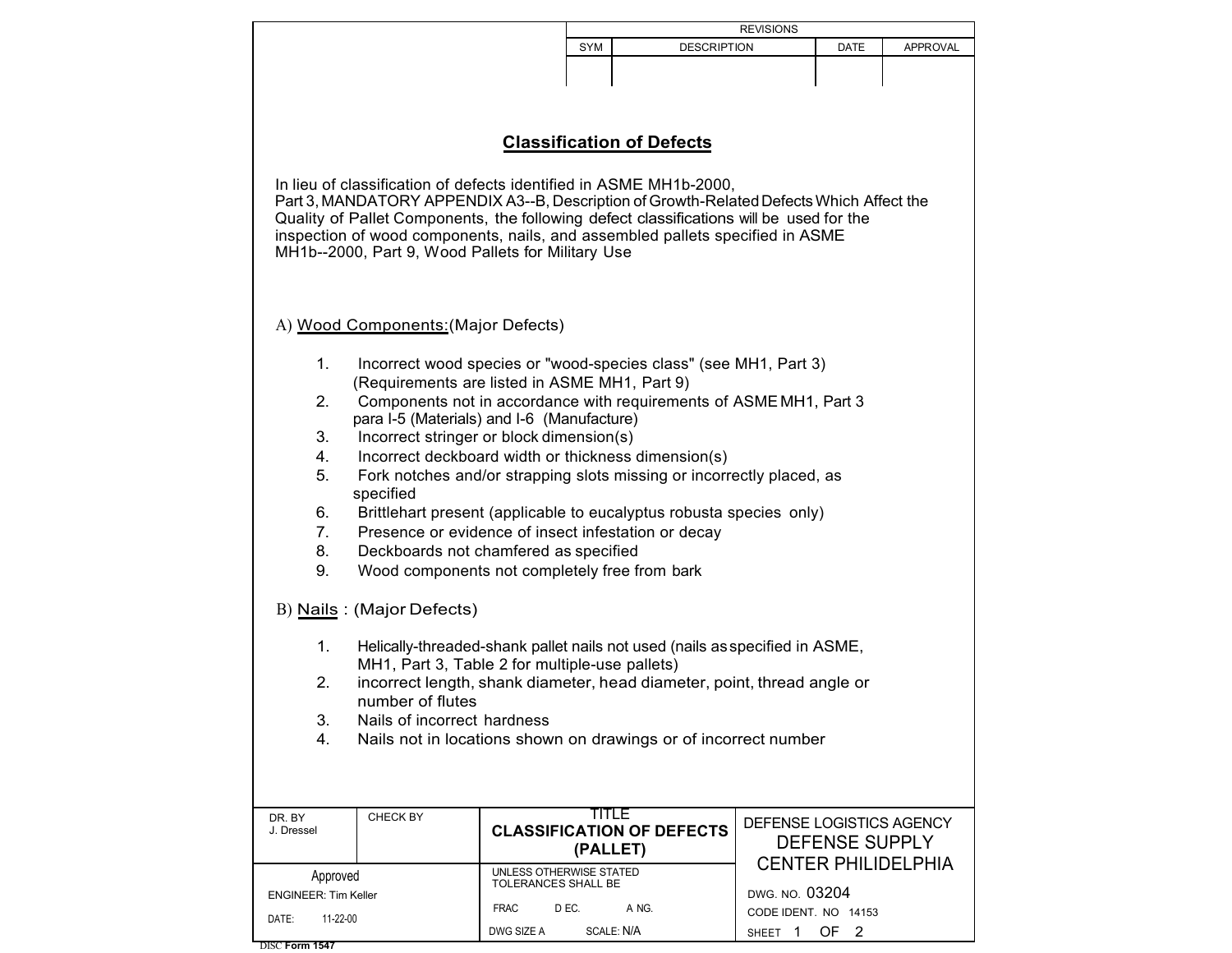| REVISIONS | | | |
|---|---|---|---|
| SYM | DESCRIPTION | DATE | APPROVAL |
| | | | |

## Classification of Defects

In lieu of classification of defects identified in ASME MH1b-2000, Part 3, MANDATORY APPENDIX A3--B, Description of Growth-Related Defects Which Affect the Quality of Pallet Components, the following defect classifications will be used for the inspection of wood components, nails, and assembled pallets specified in ASME MH1b--2000, Part 9, Wood Pallets for Military Use

A) Wood Components:(Major Defects)

1. Incorrect wood species or "wood-species class" (see MH1, Part 3) (Requirements are listed in ASME MH1, Part 9)
2. Components not in accordance with requirements of ASME MH1, Part 3 para I-5 (Materials) and I-6 (Manufacture)
3. Incorrect stringer or block dimension(s)
4. Incorrect deckboard width or thickness dimension(s)
5. Fork notches and/or strapping slots missing or incorrectly placed, as specified
6. Brittlehart present (applicable to eucalyptus robusta species only)
7. Presence or evidence of insect infestation or decay
8. Deckboards not chamfered as specified
9. Wood components not completely free from bark

B) Nails : (Major Defects)

1. Helically-threaded-shank pallet nails not used (nails as specified in ASME, MH1, Part 3, Table 2 for multiple-use pallets)
2. incorrect length, shank diameter, head diameter, point, thread angle or number of flutes
3. Nails of incorrect hardness
4. Nails not in locations shown on drawings or of incorrect number

| DR. BY J. Dressel | CHECK BY | TITLE **CLASSIFICATION OF DEFECTS (PALLET)** | DEFENSE LOGISTICS AGENCY DEFENSE SUPPLY CENTER PHILIDELPHIA |
|---|---|---|---|
| Approved ENGINEER: Tim Keller DATE: 11-22-00 | | UNLESS OTHERWISE STATED TOLERANCES SHALL BE FRAC D EC. A NG. | DWG. NO. 03204 CODE IDENT. NO 14153 |
| | | DWG SIZE A SCALE: N/A | SHEET 1 OF 2 |

DISC Form 1547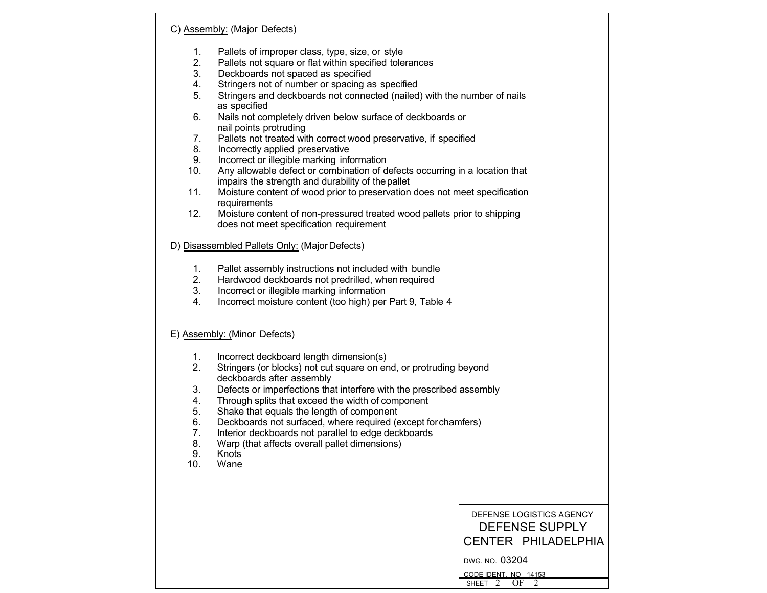C) Assembly: (Major Defects)

1. Pallets of improper class, type, size, or style
2. Pallets not square or flat within specified tolerances
3. Deckboards not spaced as specified
4. Stringers not of number or spacing as specified
5. Stringers and deckboards not connected (nailed) with the number of nails as specified
6. Nails not completely driven below surface of deckboards or nail points protruding
7. Pallets not treated with correct wood preservative, if specified
8. Incorrectly applied preservative
9. Incorrect or illegible marking information
10. Any allowable defect or combination of defects occurring in a location that impairs the strength and durability of the pallet
11. Moisture content of wood prior to preservation does not meet specification requirements
12. Moisture content of non-pressured treated wood pallets prior to shipping does not meet specification requirement

D) Disassembled Pallets Only: (Major Defects)

1. Pallet assembly instructions not included with bundle
2. Hardwood deckboards not predrilled, when required
3. Incorrect or illegible marking information
4. Incorrect moisture content (too high) per Part 9, Table 4

E) Assembly: (Minor Defects)

1. Incorrect deckboard length dimension(s)
2. Stringers (or blocks) not cut square on end, or protruding beyond deckboards after assembly
3. Defects or imperfections that interfere with the prescribed assembly
4. Through splits that exceed the width of component
5. Shake that equals the length of component
6. Deckboards not surfaced, where required (except for chamfers)
7. Interior deckboards not parallel to edge deckboards
8. Warp (that affects overall pallet dimensions)
9. Knots
10. Wane

DEFENSE LOGISTICS AGENCY
DEFENSE SUPPLY CENTER PHILADELPHIA

DWG. NO. 03204

CODE IDENT. NO 14153